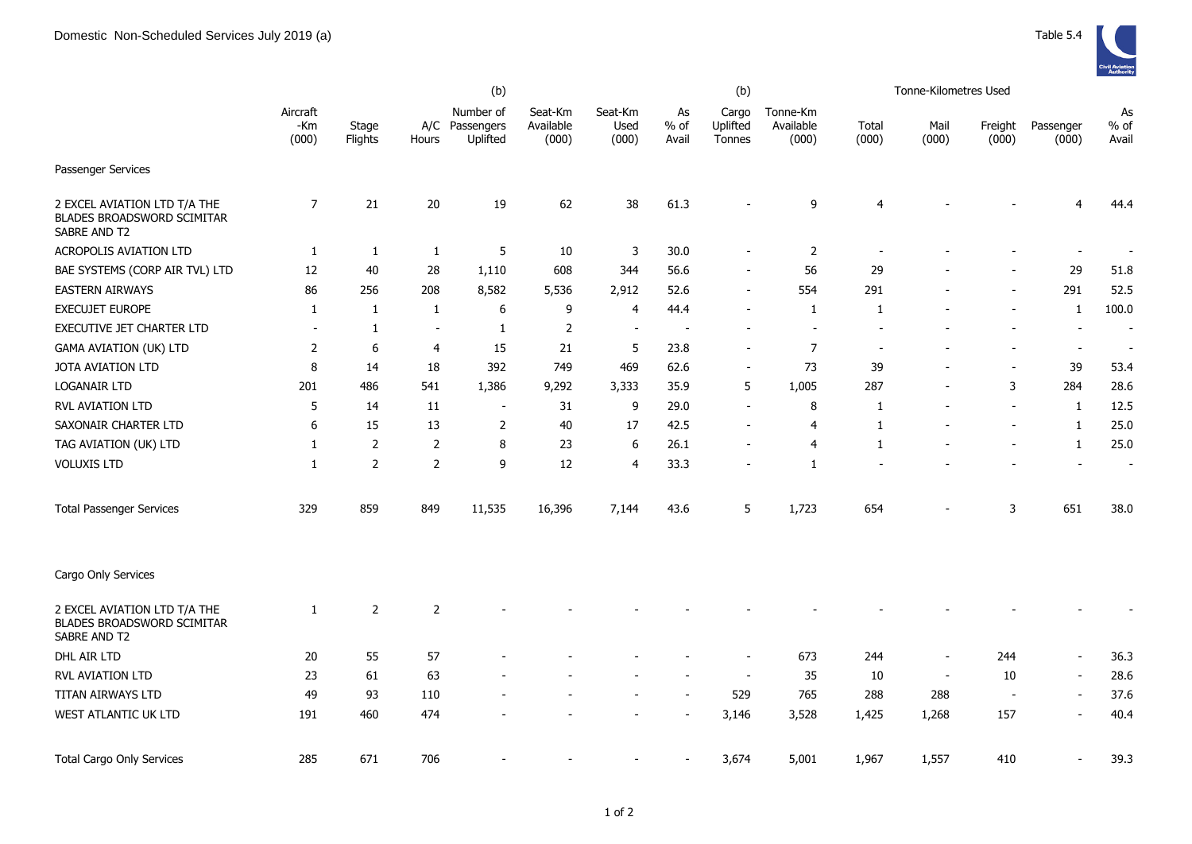# Domestic Non-Scheduled Services July 2019 (a)

Table 5.4

| | Aircraft -Km (000) | Stage Flights | A/C Hours | (b) Number of Passengers Uplifted | Seat-Km Available (000) | Seat-Km Used (000) | As % of Avail | (b) Cargo Uplifted Tonnes | Tonne-Km Available (000) | Tonne-Kilometres Used Total (000) | Mail (000) | Freight (000) | Passenger (000) | As % of Avail |
|---|---|---|---|---|---|---|---|---|---|---|---|---|---|---|
| Passenger Services | | | | | | | | | | | | | | |
| 2 EXCEL AVIATION LTD T/A THE BLADES BROADSWORD SCIMITAR SABRE AND T2 | 7 | 21 | 20 | 19 | 62 | 38 | 61.3 | - | 9 | 4 | - | - | 4 | 44.4 |
| ACROPOLIS AVIATION LTD | 1 | 1 | 1 | 5 | 10 | 3 | 30.0 | - | 2 | - | - | - | - | - |
| BAE SYSTEMS (CORP AIR TVL) LTD | 12 | 40 | 28 | 1,110 | 608 | 344 | 56.6 | - | 56 | 29 | - | - | 29 | 51.8 |
| EASTERN AIRWAYS | 86 | 256 | 208 | 8,582 | 5,536 | 2,912 | 52.6 | - | 554 | 291 | - | - | 291 | 52.5 |
| EXECUJET EUROPE | 1 | 1 | 1 | 6 | 9 | 4 | 44.4 | - | 1 | 1 | - | - | 1 | 100.0 |
| EXECUTIVE JET CHARTER LTD | - | 1 | - | 1 | 2 | - | - | - | - | - | - | - | - | - |
| GAMA AVIATION (UK) LTD | 2 | 6 | 4 | 15 | 21 | 5 | 23.8 | - | 7 | - | - | - | - | - |
| JOTA AVIATION LTD | 8 | 14 | 18 | 392 | 749 | 469 | 62.6 | - | 73 | 39 | - | - | 39 | 53.4 |
| LOGANAIR LTD | 201 | 486 | 541 | 1,386 | 9,292 | 3,333 | 35.9 | 5 | 1,005 | 287 | - | 3 | 284 | 28.6 |
| RVL AVIATION LTD | 5 | 14 | 11 | - | 31 | 9 | 29.0 | - | 8 | 1 | - | - | 1 | 12.5 |
| SAXONAIR CHARTER LTD | 6 | 15 | 13 | 2 | 40 | 17 | 42.5 | - | 4 | 1 | - | - | 1 | 25.0 |
| TAG AVIATION (UK) LTD | 1 | 2 | 2 | 8 | 23 | 6 | 26.1 | - | 4 | 1 | - | - | 1 | 25.0 |
| VOLUXIS LTD | 1 | 2 | 2 | 9 | 12 | 4 | 33.3 | - | 1 | - | - | - | - | - |
| Total Passenger Services | 329 | 859 | 849 | 11,535 | 16,396 | 7,144 | 43.6 | 5 | 1,723 | 654 | - | 3 | 651 | 38.0 |
| Cargo Only Services | | | | | | | | | | | | | | |
| 2 EXCEL AVIATION LTD T/A THE BLADES BROADSWORD SCIMITAR SABRE AND T2 | 1 | 2 | 2 | - | - | - | - | - | - | - | - | - | - | - |
| DHL AIR LTD | 20 | 55 | 57 | - | - | - | - | - | 673 | 244 | - | 244 | - | 36.3 |
| RVL AVIATION LTD | 23 | 61 | 63 | - | - | - | - | - | 35 | 10 | - | 10 | - | 28.6 |
| TITAN AIRWAYS LTD | 49 | 93 | 110 | - | - | - | - | 529 | 765 | 288 | 288 | - | - | 37.6 |
| WEST ATLANTIC UK LTD | 191 | 460 | 474 | - | - | - | - | 3,146 | 3,528 | 1,425 | 1,268 | 157 | - | 40.4 |
| Total Cargo Only Services | 285 | 671 | 706 | - | - | - | - | 3,674 | 5,001 | 1,967 | 1,557 | 410 | - | 39.3 |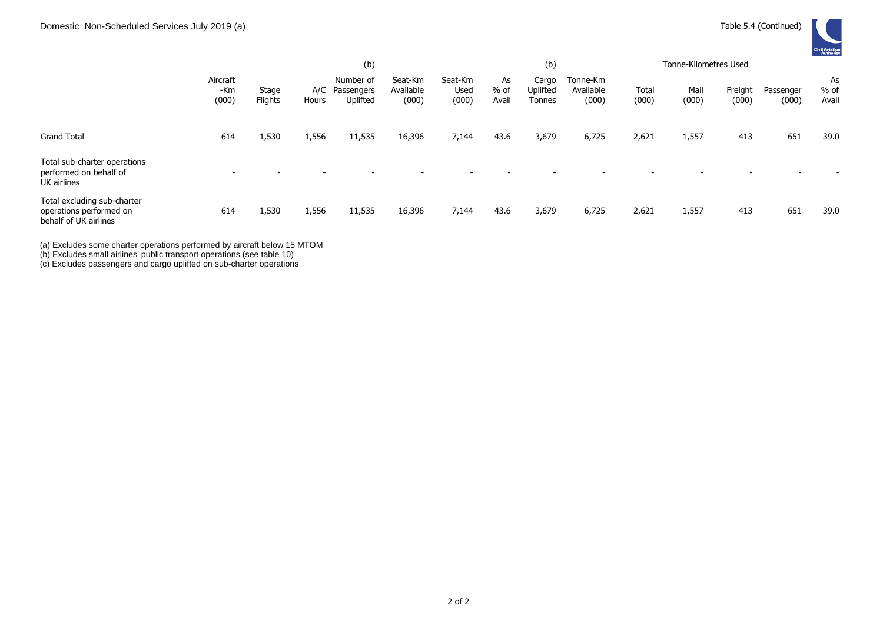Domestic Non-Scheduled Services July 2019 (a)

Table 5.4 (Continued)

| | Aircraft -Km (000) | Stage Flights | A/C Hours | (b) Number of Passengers Uplifted | Seat-Km Available (000) | Seat-Km Used (000) | As % of Avail | (b) Cargo Uplifted Tonnes | Tonne-Km Available (000) | Tonne-Kilometres Used Total (000) | Mail (000) | Freight (000) | Passenger (000) | As % of Avail |
|---|---|---|---|---|---|---|---|---|---|---|---|---|---|---|
| Grand Total | 614 | 1,530 | 1,556 | 11,535 | 16,396 | 7,144 | 43.6 | 3,679 | 6,725 | 2,621 | 1,557 | 413 | 651 | 39.0 |
| Total sub-charter operations performed on behalf of UK airlines | - | - | - | - | - | - | - | - | - | - | - | - | - | - |
| Total excluding sub-charter operations performed on behalf of UK airlines | 614 | 1,530 | 1,556 | 11,535 | 16,396 | 7,144 | 43.6 | 3,679 | 6,725 | 2,621 | 1,557 | 413 | 651 | 39.0 |

(a) Excludes some charter operations performed by aircraft below 15 MTOM
(b) Excludes small airlines' public transport operations (see table 10)
(c) Excludes passengers and cargo uplifted on sub-charter operations